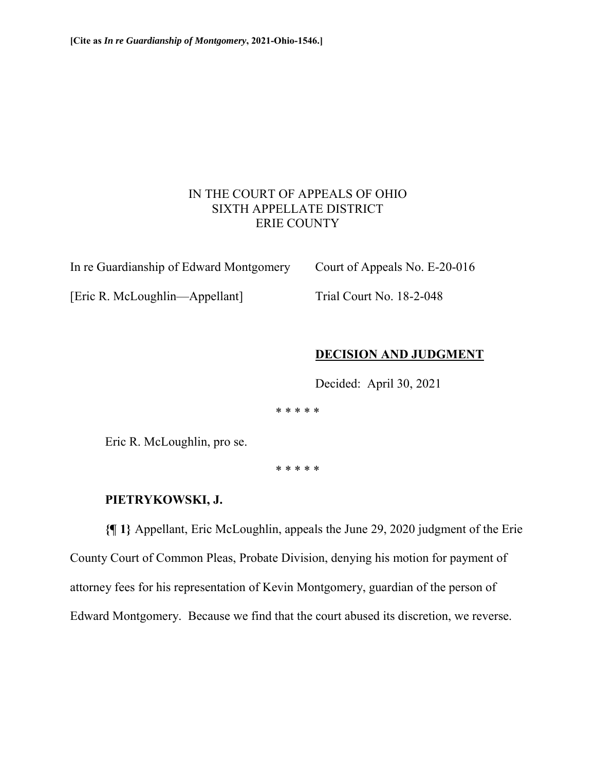**[Cite as *In re Guardianship of Montgomery*, 2021-Ohio-1546.]**

IN THE COURT OF APPEALS OF OHIO
SIXTH APPELLATE DISTRICT
ERIE COUNTY

In re Guardianship of Edward Montgomery

[Eric R. McLoughlin—Appellant]

Court of Appeals No. E-20-016

Trial Court No. 18-2-048

**DECISION AND JUDGMENT**

Decided: April 30, 2021

\* \* \* \* \*

Eric R. McLoughlin, pro se.

\* \* \* \* \*

**PIETRYKOWSKI, J.**

**{¶ 1}** Appellant, Eric McLoughlin, appeals the June 29, 2020 judgment of the Erie County Court of Common Pleas, Probate Division, denying his motion for payment of attorney fees for his representation of Kevin Montgomery, guardian of the person of Edward Montgomery. Because we find that the court abused its discretion, we reverse.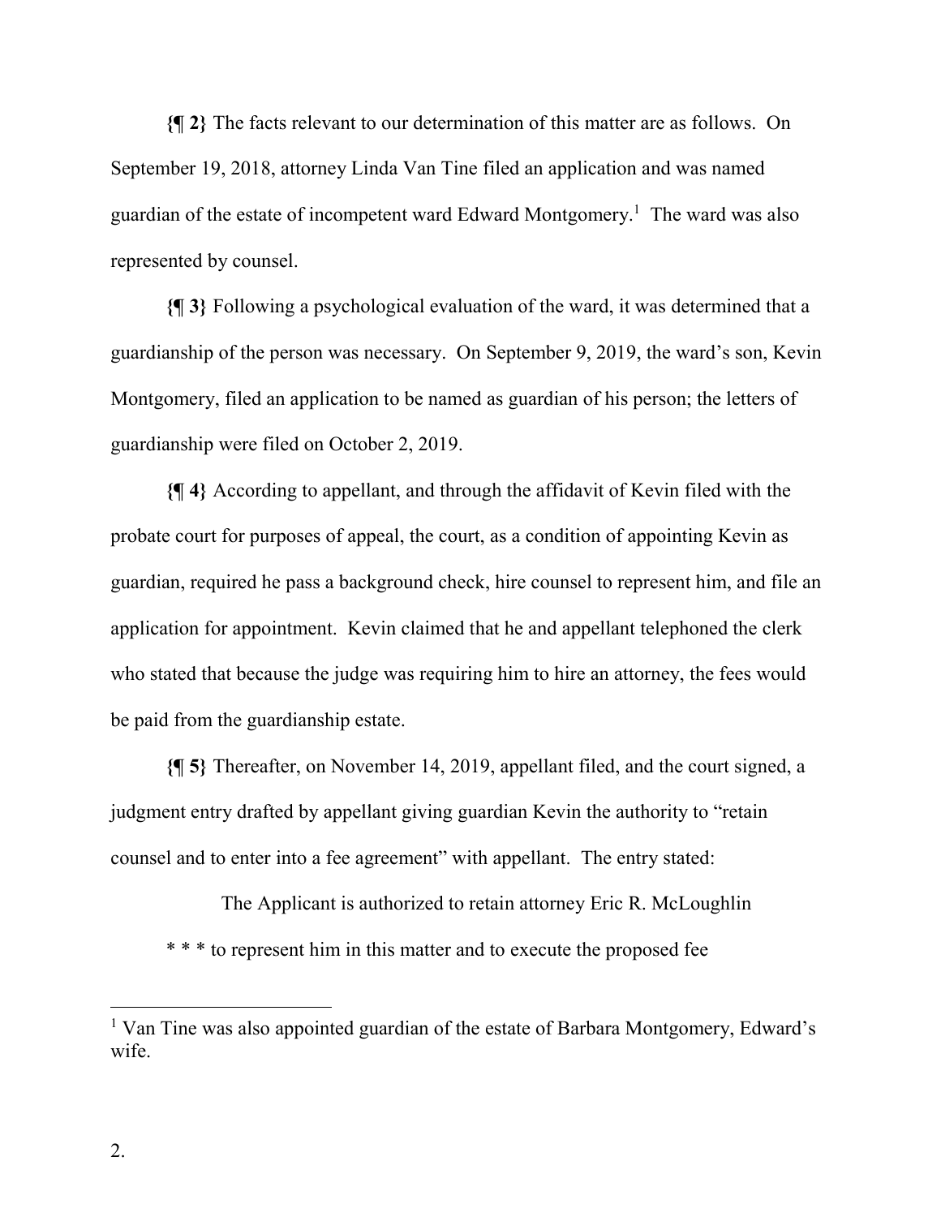**{¶ 2}** The facts relevant to our determination of this matter are as follows. On September 19, 2018, attorney Linda Van Tine filed an application and was named guardian of the estate of incompetent ward Edward Montgomery.[1] The ward was also represented by counsel.

**{¶ 3}** Following a psychological evaluation of the ward, it was determined that a guardianship of the person was necessary. On September 9, 2019, the ward's son, Kevin Montgomery, filed an application to be named as guardian of his person; the letters of guardianship were filed on October 2, 2019.

**{¶ 4}** According to appellant, and through the affidavit of Kevin filed with the probate court for purposes of appeal, the court, as a condition of appointing Kevin as guardian, required he pass a background check, hire counsel to represent him, and file an application for appointment. Kevin claimed that he and appellant telephoned the clerk who stated that because the judge was requiring him to hire an attorney, the fees would be paid from the guardianship estate.

**{¶ 5}** Thereafter, on November 14, 2019, appellant filed, and the court signed, a judgment entry drafted by appellant giving guardian Kevin the authority to "retain counsel and to enter into a fee agreement" with appellant. The entry stated:

> The Applicant is authorized to retain attorney Eric R. McLoughlin * * * to represent him in this matter and to execute the proposed fee

---

[1] Van Tine was also appointed guardian of the estate of Barbara Montgomery, Edward's wife.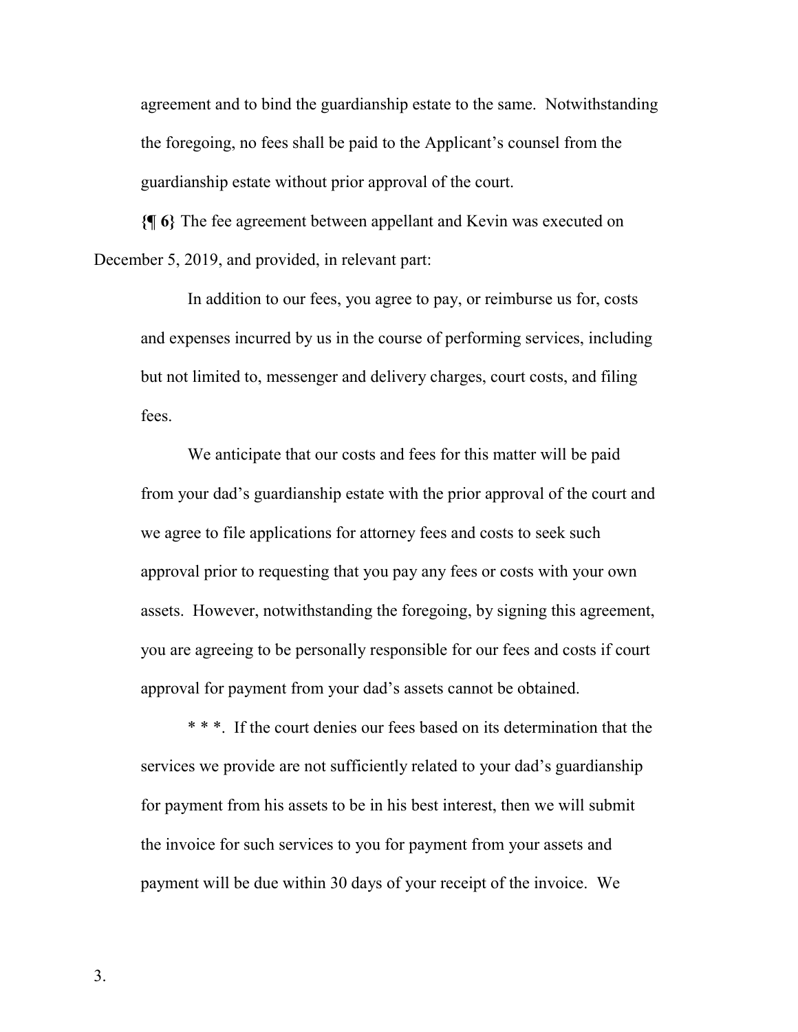agreement and to bind the guardianship estate to the same. Notwithstanding the foregoing, no fees shall be paid to the Applicant's counsel from the guardianship estate without prior approval of the court.

**{¶ 6}** The fee agreement between appellant and Kevin was executed on December 5, 2019, and provided, in relevant part:

> In addition to our fees, you agree to pay, or reimburse us for, costs and expenses incurred by us in the course of performing services, including but not limited to, messenger and delivery charges, court costs, and filing fees.
>
> We anticipate that our costs and fees for this matter will be paid from your dad's guardianship estate with the prior approval of the court and we agree to file applications for attorney fees and costs to seek such approval prior to requesting that you pay any fees or costs with your own assets. However, notwithstanding the foregoing, by signing this agreement, you are agreeing to be personally responsible for our fees and costs if court approval for payment from your dad's assets cannot be obtained.
>
> * * *. If the court denies our fees based on its determination that the services we provide are not sufficiently related to your dad's guardianship for payment from his assets to be in his best interest, then we will submit the invoice for such services to you for payment from your assets and payment will be due within 30 days of your receipt of the invoice. We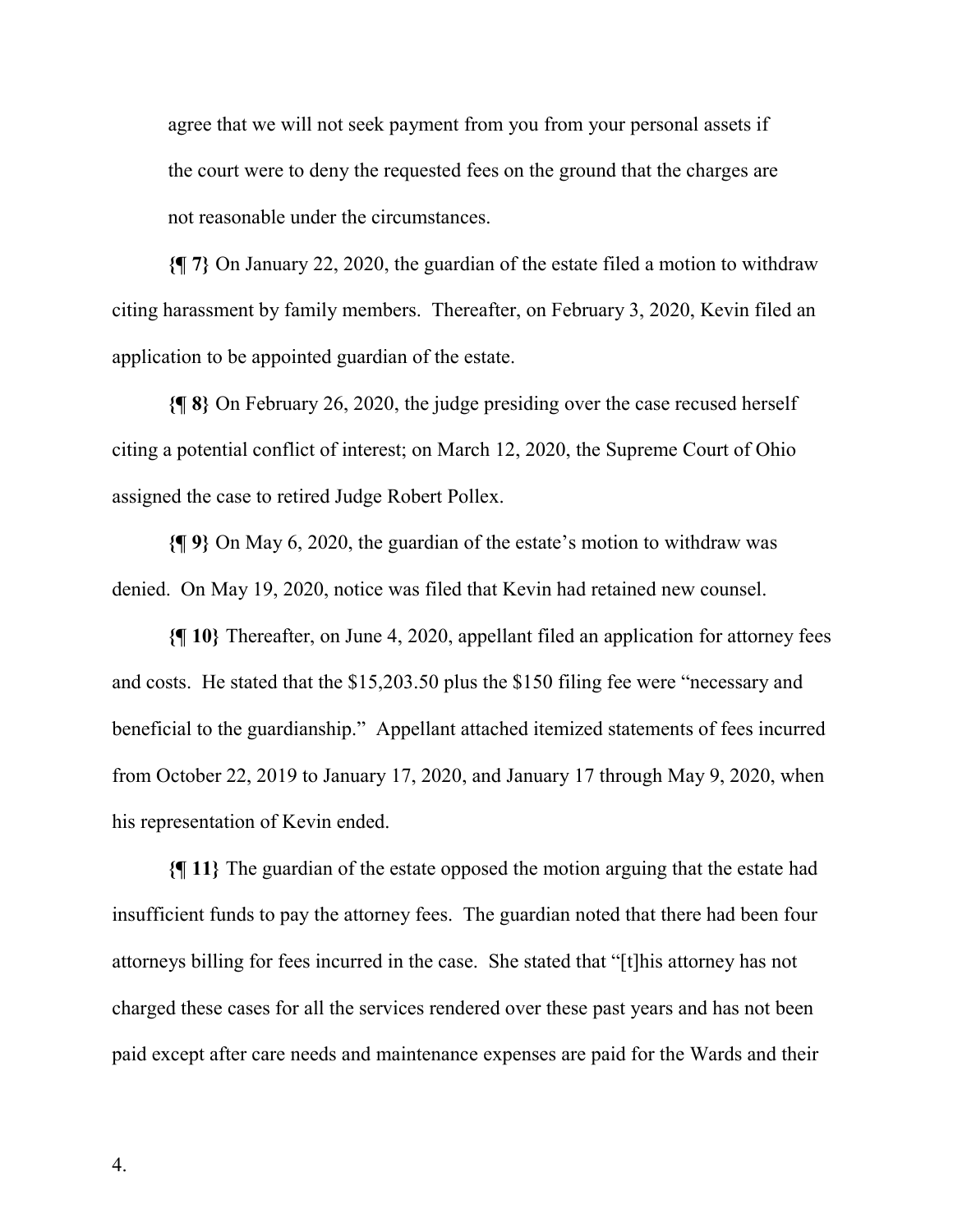> agree that we will not seek payment from you from your personal assets if the court were to deny the requested fees on the ground that the charges are not reasonable under the circumstances.

**{¶ 7}** On January 22, 2020, the guardian of the estate filed a motion to withdraw citing harassment by family members. Thereafter, on February 3, 2020, Kevin filed an application to be appointed guardian of the estate.

**{¶ 8}** On February 26, 2020, the judge presiding over the case recused herself citing a potential conflict of interest; on March 12, 2020, the Supreme Court of Ohio assigned the case to retired Judge Robert Pollex.

**{¶ 9}** On May 6, 2020, the guardian of the estate's motion to withdraw was denied. On May 19, 2020, notice was filed that Kevin had retained new counsel.

**{¶ 10}** Thereafter, on June 4, 2020, appellant filed an application for attorney fees and costs. He stated that the $15,203.50 plus the $150 filing fee were "necessary and beneficial to the guardianship." Appellant attached itemized statements of fees incurred from October 22, 2019 to January 17, 2020, and January 17 through May 9, 2020, when his representation of Kevin ended.

**{¶ 11}** The guardian of the estate opposed the motion arguing that the estate had insufficient funds to pay the attorney fees. The guardian noted that there had been four attorneys billing for fees incurred in the case. She stated that "[t]his attorney has not charged these cases for all the services rendered over these past years and has not been paid except after care needs and maintenance expenses are paid for the Wards and their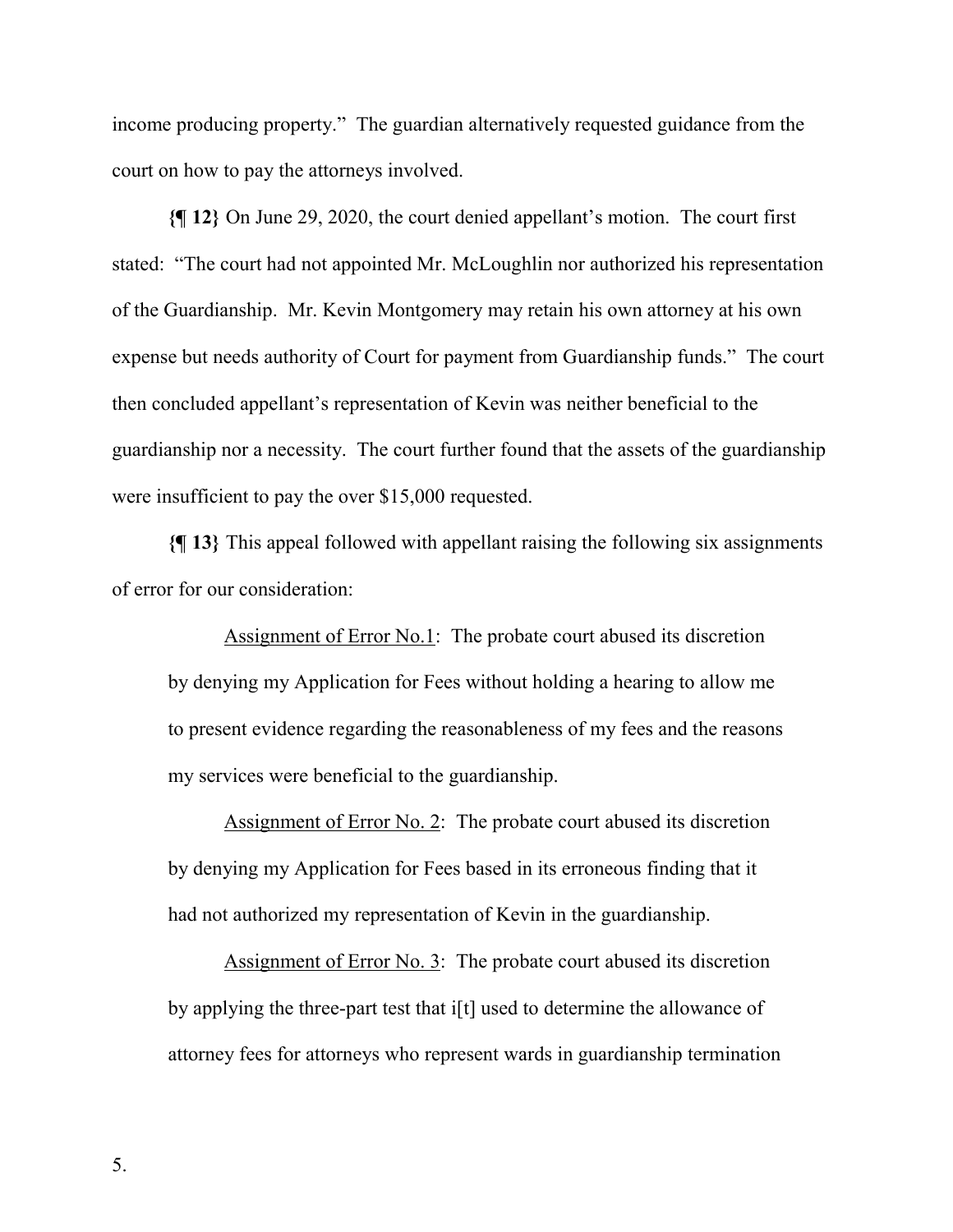income producing property." The guardian alternatively requested guidance from the court on how to pay the attorneys involved.

**{¶ 12}** On June 29, 2020, the court denied appellant's motion. The court first stated: "The court had not appointed Mr. McLoughlin nor authorized his representation of the Guardianship. Mr. Kevin Montgomery may retain his own attorney at his own expense but needs authority of Court for payment from Guardianship funds." The court then concluded appellant's representation of Kevin was neither beneficial to the guardianship nor a necessity. The court further found that the assets of the guardianship were insufficient to pay the over $15,000 requested.

**{¶ 13}** This appeal followed with appellant raising the following six assignments of error for our consideration:

> Assignment of Error No.1: The probate court abused its discretion by denying my Application for Fees without holding a hearing to allow me to present evidence regarding the reasonableness of my fees and the reasons my services were beneficial to the guardianship.
>
> Assignment of Error No. 2: The probate court abused its discretion by denying my Application for Fees based in its erroneous finding that it had not authorized my representation of Kevin in the guardianship.
>
> Assignment of Error No. 3: The probate court abused its discretion by applying the three-part test that i[t] used to determine the allowance of attorney fees for attorneys who represent wards in guardianship termination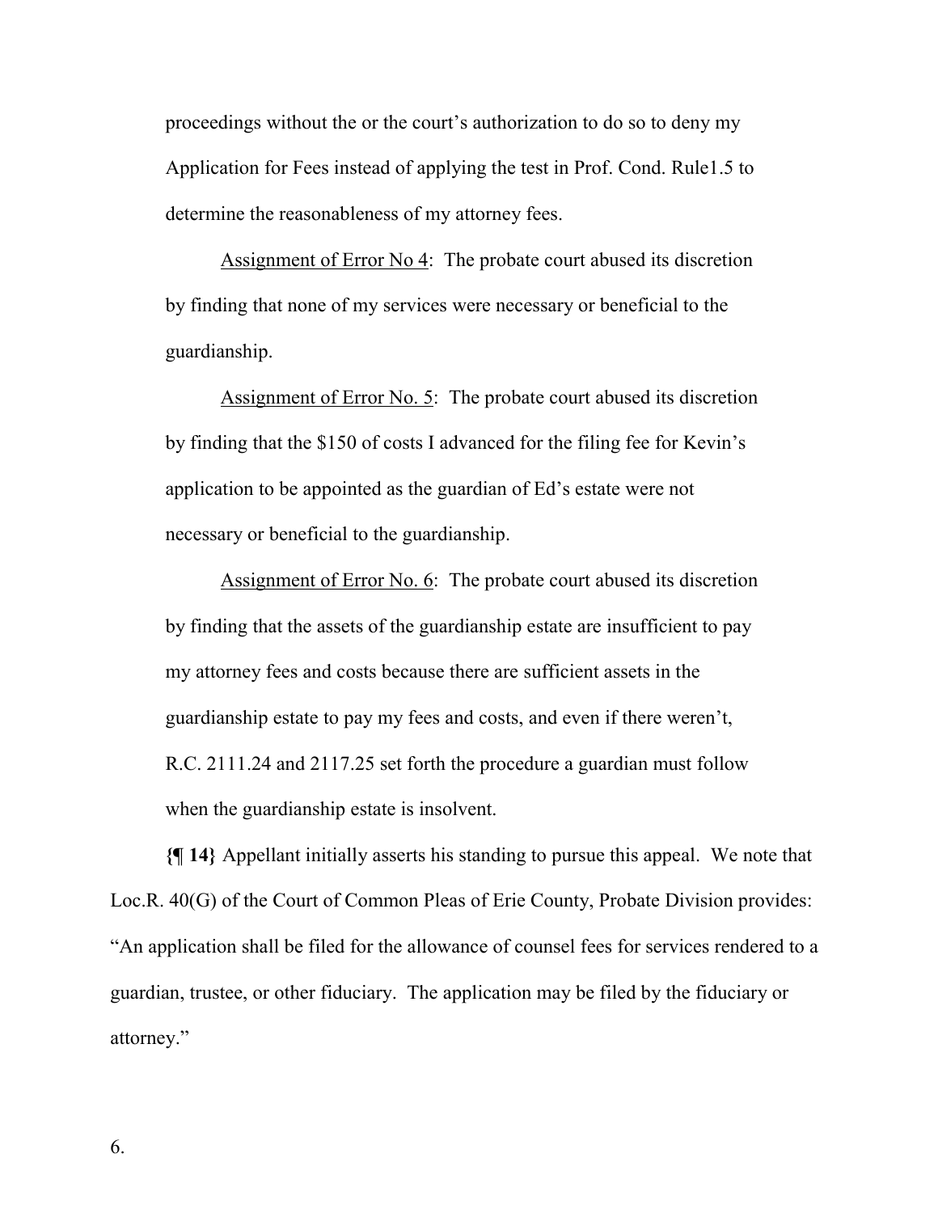proceedings without the or the court's authorization to do so to deny my Application for Fees instead of applying the test in Prof. Cond. Rule1.5 to determine the reasonableness of my attorney fees.

Assignment of Error No 4: The probate court abused its discretion by finding that none of my services were necessary or beneficial to the guardianship.

Assignment of Error No. 5: The probate court abused its discretion by finding that the $150 of costs I advanced for the filing fee for Kevin's application to be appointed as the guardian of Ed's estate were not necessary or beneficial to the guardianship.

Assignment of Error No. 6: The probate court abused its discretion by finding that the assets of the guardianship estate are insufficient to pay my attorney fees and costs because there are sufficient assets in the guardianship estate to pay my fees and costs, and even if there weren't, R.C. 2111.24 and 2117.25 set forth the procedure a guardian must follow when the guardianship estate is insolvent.

**{¶ 14}** Appellant initially asserts his standing to pursue this appeal. We note that Loc.R. 40(G) of the Court of Common Pleas of Erie County, Probate Division provides: "An application shall be filed for the allowance of counsel fees for services rendered to a guardian, trustee, or other fiduciary. The application may be filed by the fiduciary or attorney."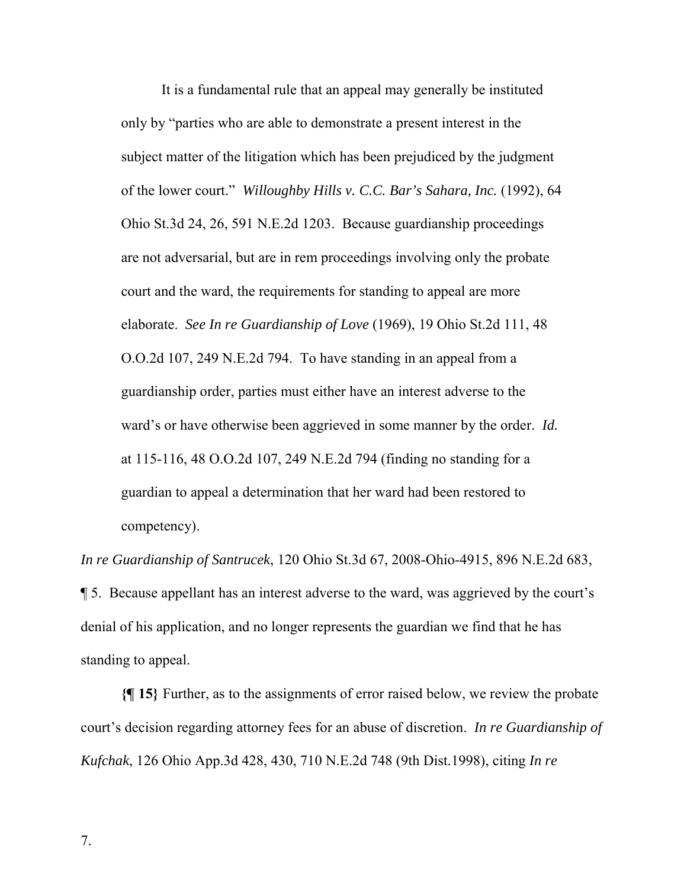> It is a fundamental rule that an appeal may generally be instituted only by "parties who are able to demonstrate a present interest in the subject matter of the litigation which has been prejudiced by the judgment of the lower court." *Willoughby Hills v. C.C. Bar's Sahara, Inc.* (1992), 64 Ohio St.3d 24, 26, 591 N.E.2d 1203. Because guardianship proceedings are not adversarial, but are in rem proceedings involving only the probate court and the ward, the requirements for standing to appeal are more elaborate. *See In re Guardianship of Love* (1969), 19 Ohio St.2d 111, 48 O.O.2d 107, 249 N.E.2d 794. To have standing in an appeal from a guardianship order, parties must either have an interest adverse to the ward's or have otherwise been aggrieved in some manner by the order. *Id.* at 115-116, 48 O.O.2d 107, 249 N.E.2d 794 (finding no standing for a guardian to appeal a determination that her ward had been restored to competency).

*In re Guardianship of Santrucek*, 120 Ohio St.3d 67, 2008-Ohio-4915, 896 N.E.2d 683, ¶ 5. Because appellant has an interest adverse to the ward, was aggrieved by the court's denial of his application, and no longer represents the guardian we find that he has standing to appeal.

**{¶ 15}** Further, as to the assignments of error raised below, we review the probate court's decision regarding attorney fees for an abuse of discretion. *In re Guardianship of Kufchak*, 126 Ohio App.3d 428, 430, 710 N.E.2d 748 (9th Dist.1998), citing *In re*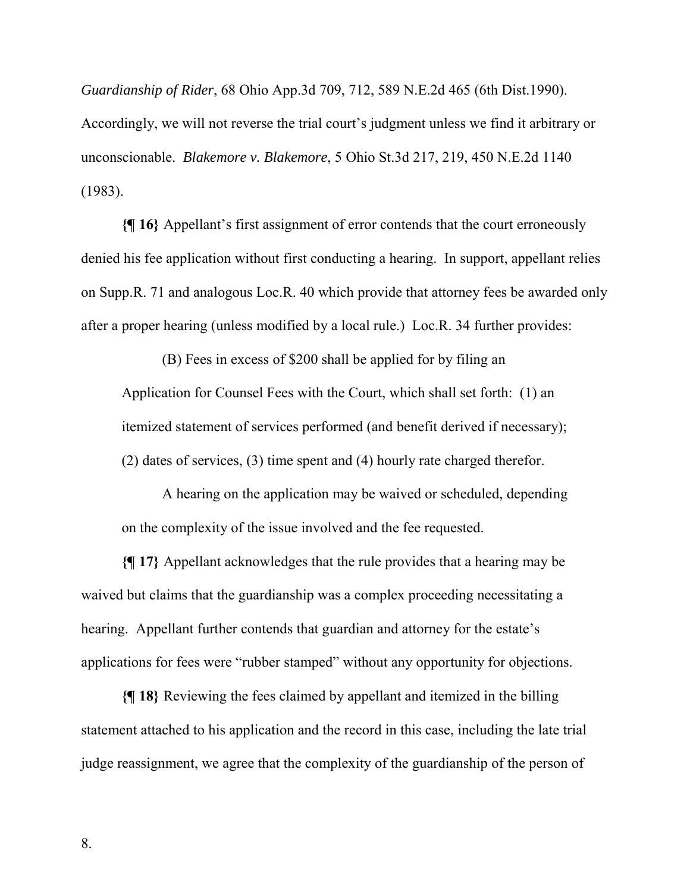*Guardianship of Rider*, 68 Ohio App.3d 709, 712, 589 N.E.2d 465 (6th Dist.1990). Accordingly, we will not reverse the trial court's judgment unless we find it arbitrary or unconscionable. *Blakemore v. Blakemore*, 5 Ohio St.3d 217, 219, 450 N.E.2d 1140 (1983).

**{¶ 16}** Appellant's first assignment of error contends that the court erroneously denied his fee application without first conducting a hearing. In support, appellant relies on Supp.R. 71 and analogous Loc.R. 40 which provide that attorney fees be awarded only after a proper hearing (unless modified by a local rule.) Loc.R. 34 further provides:

> (B) Fees in excess of $200 shall be applied for by filing an Application for Counsel Fees with the Court, which shall set forth: (1) an itemized statement of services performed (and benefit derived if necessary); (2) dates of services, (3) time spent and (4) hourly rate charged therefor.
>
> A hearing on the application may be waived or scheduled, depending on the complexity of the issue involved and the fee requested.

**{¶ 17}** Appellant acknowledges that the rule provides that a hearing may be waived but claims that the guardianship was a complex proceeding necessitating a hearing. Appellant further contends that guardian and attorney for the estate's applications for fees were "rubber stamped" without any opportunity for objections.

**{¶ 18}** Reviewing the fees claimed by appellant and itemized in the billing statement attached to his application and the record in this case, including the late trial judge reassignment, we agree that the complexity of the guardianship of the person of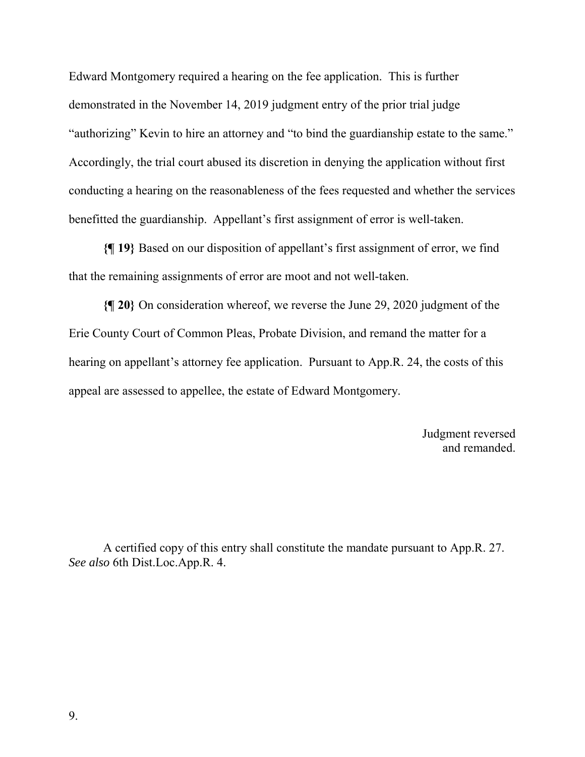Edward Montgomery required a hearing on the fee application. This is further demonstrated in the November 14, 2019 judgment entry of the prior trial judge "authorizing" Kevin to hire an attorney and "to bind the guardianship estate to the same." Accordingly, the trial court abused its discretion in denying the application without first conducting a hearing on the reasonableness of the fees requested and whether the services benefitted the guardianship. Appellant's first assignment of error is well-taken.

**{¶ 19}** Based on our disposition of appellant's first assignment of error, we find that the remaining assignments of error are moot and not well-taken.

**{¶ 20}** On consideration whereof, we reverse the June 29, 2020 judgment of the Erie County Court of Common Pleas, Probate Division, and remand the matter for a hearing on appellant's attorney fee application. Pursuant to App.R. 24, the costs of this appeal are assessed to appellee, the estate of Edward Montgomery.

Judgment reversed
and remanded.

A certified copy of this entry shall constitute the mandate pursuant to App.R. 27. *See also* 6th Dist.Loc.App.R. 4.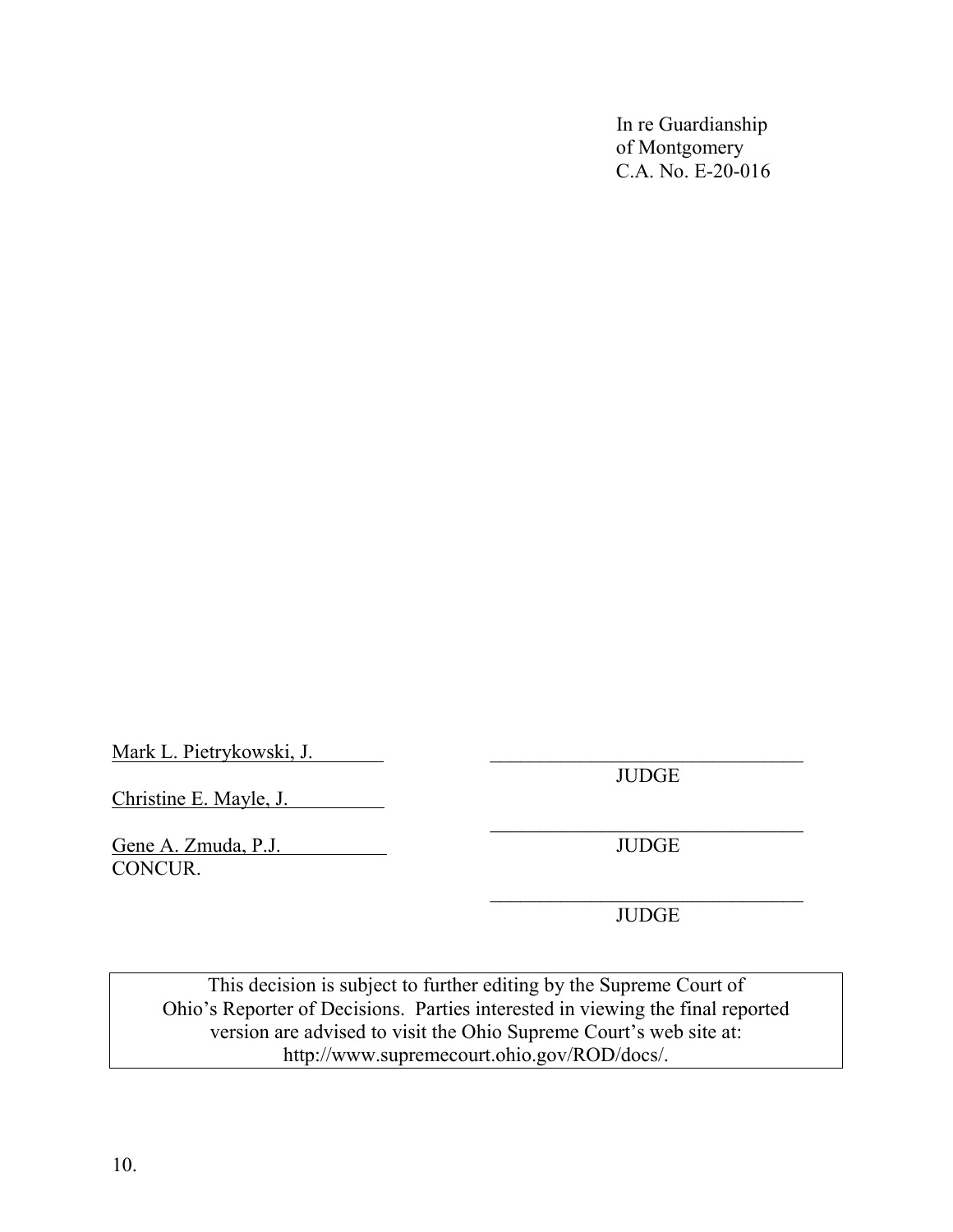In re Guardianship
of Montgomery
C.A. No. E-20-016

| | |
|---|---|
| Mark L. Pietrykowski, J. | _______________________________ |
| | JUDGE |
| Christine E. Mayle, J. | |
| | _______________________________ |
| Gene A. Zmuda, P.J. | JUDGE |
| CONCUR. | |
| | _______________________________ |
| | JUDGE |

This decision is subject to further editing by the Supreme Court of Ohio's Reporter of Decisions. Parties interested in viewing the final reported version are advised to visit the Ohio Supreme Court's web site at: http://www.supremecourt.ohio.gov/ROD/docs/.